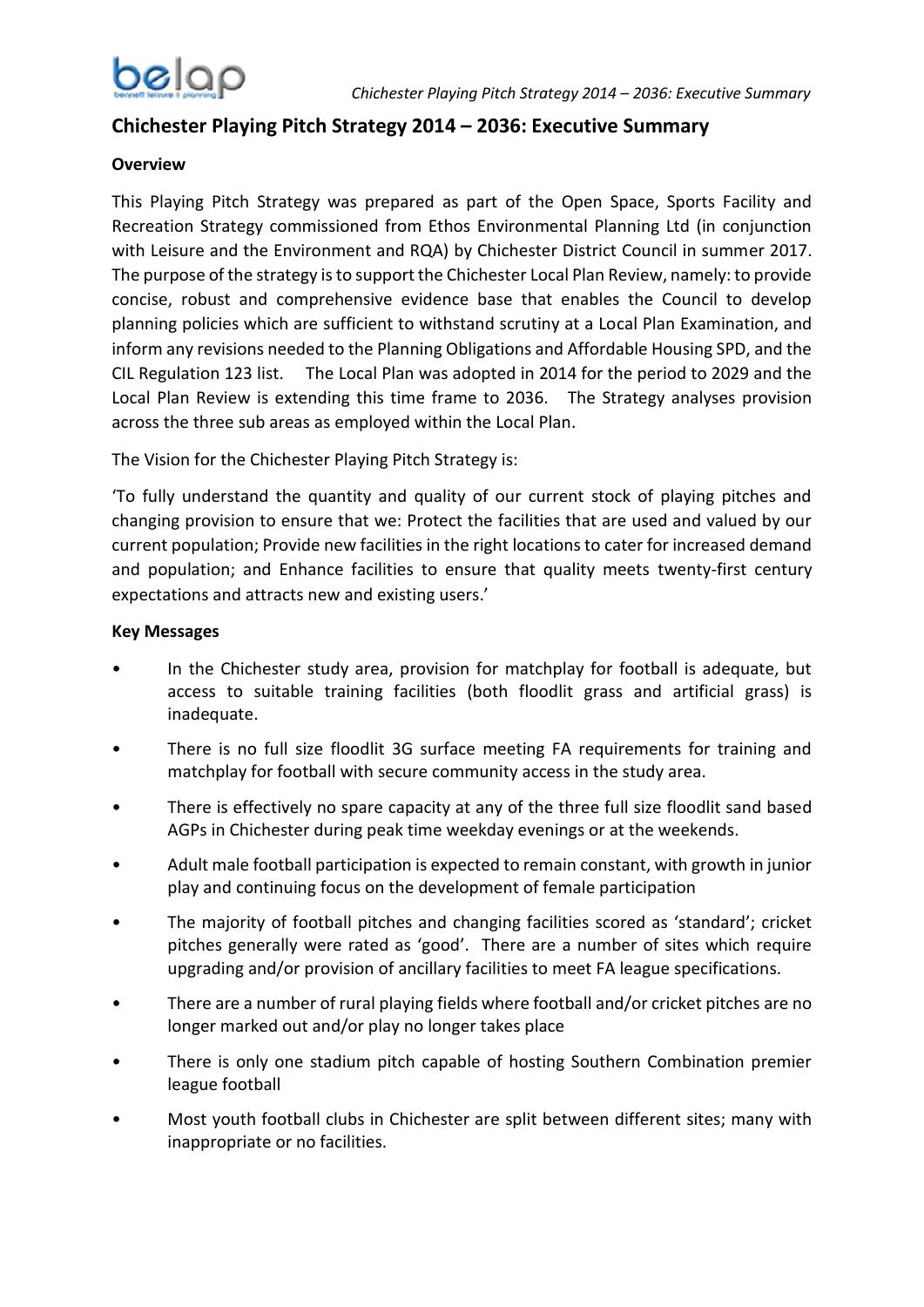# Chichester Playing Pitch Strategy 2014 – 2036: Executive Summary

## Overview

This Playing Pitch Strategy was prepared as part of the Open Space, Sports Facility and Recreation Strategy commissioned from Ethos Environmental Planning Ltd (in conjunction with Leisure and the Environment and RQA) by Chichester District Council in summer 2017. The purpose of the strategy is to support the Chichester Local Plan Review, namely: to provide concise, robust and comprehensive evidence base that enables the Council to develop planning policies which are sufficient to withstand scrutiny at a Local Plan Examination, and inform any revisions needed to the Planning Obligations and Affordable Housing SPD, and the CIL Regulation 123 list. The Local Plan was adopted in 2014 for the period to 2029 and the Local Plan Review is extending this time frame to 2036. The Strategy analyses provision across the three sub areas as employed within the Local Plan.

The Vision for the Chichester Playing Pitch Strategy is:

'To fully understand the quantity and quality of our current stock of playing pitches and changing provision to ensure that we: Protect the facilities that are used and valued by our current population; Provide new facilities in the right locations to cater for increased demand and population; and Enhance facilities to ensure that quality meets twenty-first century expectations and attracts new and existing users.'

## Key Messages

- In the Chichester study area, provision for matchplay for football is adequate, but access to suitable training facilities (both floodlit grass and artificial grass) is inadequate.
- There is no full size floodlit 3G surface meeting FA requirements for training and matchplay for football with secure community access in the study area.
- There is effectively no spare capacity at any of the three full size floodlit sand based AGPs in Chichester during peak time weekday evenings or at the weekends.
- Adult male football participation is expected to remain constant, with growth in junior play and continuing focus on the development of female participation
- The majority of football pitches and changing facilities scored as 'standard'; cricket pitches generally were rated as 'good'. There are a number of sites which require upgrading and/or provision of ancillary facilities to meet FA league specifications.
- There are a number of rural playing fields where football and/or cricket pitches are no longer marked out and/or play no longer takes place
- There is only one stadium pitch capable of hosting Southern Combination premier league football
- Most youth football clubs in Chichester are split between different sites; many with inappropriate or no facilities.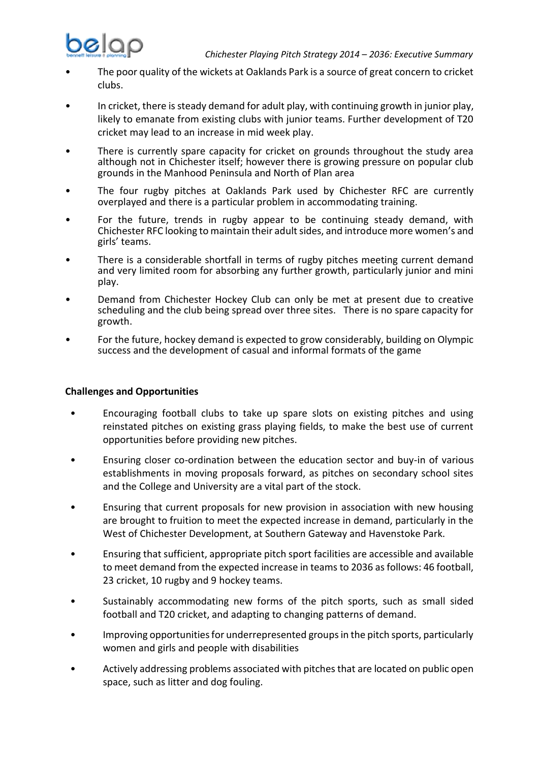- The poor quality of the wickets at Oaklands Park is a source of great concern to cricket clubs.
- In cricket, there is steady demand for adult play, with continuing growth in junior play, likely to emanate from existing clubs with junior teams. Further development of T20 cricket may lead to an increase in mid week play.
- There is currently spare capacity for cricket on grounds throughout the study area although not in Chichester itself; however there is growing pressure on popular club grounds in the Manhood Peninsula and North of Plan area
- The four rugby pitches at Oaklands Park used by Chichester RFC are currently overplayed and there is a particular problem in accommodating training.
- For the future, trends in rugby appear to be continuing steady demand, with Chichester RFC looking to maintain their adult sides, and introduce more women's and girls' teams.
- There is a considerable shortfall in terms of rugby pitches meeting current demand and very limited room for absorbing any further growth, particularly junior and mini play.
- Demand from Chichester Hockey Club can only be met at present due to creative scheduling and the club being spread over three sites. There is no spare capacity for growth.
- For the future, hockey demand is expected to grow considerably, building on Olympic success and the development of casual and informal formats of the game

**Challenges and Opportunities**

- Encouraging football clubs to take up spare slots on existing pitches and using reinstated pitches on existing grass playing fields, to make the best use of current opportunities before providing new pitches.
- Ensuring closer co-ordination between the education sector and buy-in of various establishments in moving proposals forward, as pitches on secondary school sites and the College and University are a vital part of the stock.
- Ensuring that current proposals for new provision in association with new housing are brought to fruition to meet the expected increase in demand, particularly in the West of Chichester Development, at Southern Gateway and Havenstoke Park.
- Ensuring that sufficient, appropriate pitch sport facilities are accessible and available to meet demand from the expected increase in teams to 2036 as follows: 46 football, 23 cricket, 10 rugby and 9 hockey teams.
- Sustainably accommodating new forms of the pitch sports, such as small sided football and T20 cricket, and adapting to changing patterns of demand.
- Improving opportunities for underrepresented groups in the pitch sports, particularly women and girls and people with disabilities
- Actively addressing problems associated with pitches that are located on public open space, such as litter and dog fouling.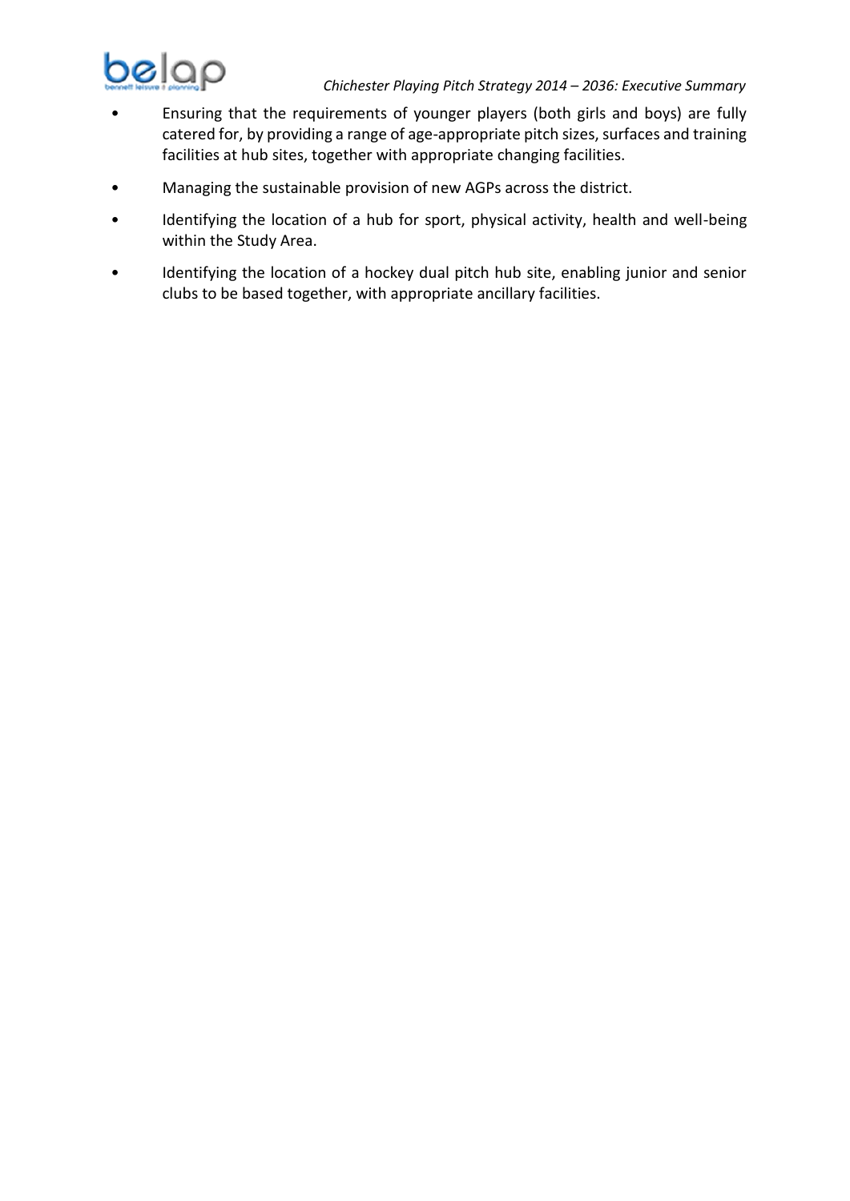- Ensuring that the requirements of younger players (both girls and boys) are fully catered for, by providing a range of age-appropriate pitch sizes, surfaces and training facilities at hub sites, together with appropriate changing facilities.
- Managing the sustainable provision of new AGPs across the district.
- Identifying the location of a hub for sport, physical activity, health and well-being within the Study Area.
- Identifying the location of a hockey dual pitch hub site, enabling junior and senior clubs to be based together, with appropriate ancillary facilities.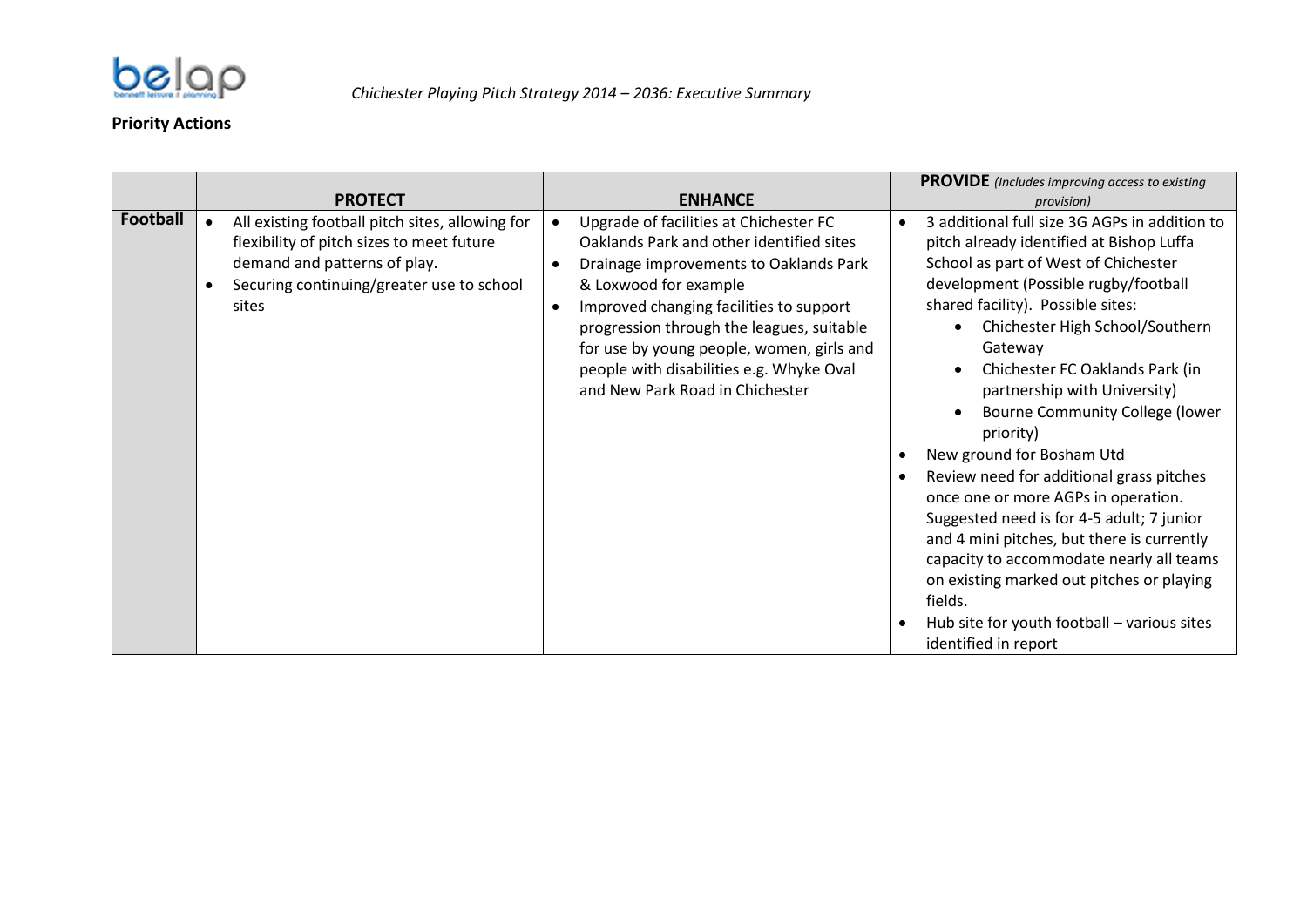## Priority Actions

| | **PROTECT** | **ENHANCE** | **PROVIDE** *(Includes improving access to existing provision)* |
|---|---|---|---|
| **Football** | • All existing football pitch sites, allowing for flexibility of pitch sizes to meet future demand and patterns of play.<br>• Securing continuing/greater use to school sites | • Upgrade of facilities at Chichester FC Oaklands Park and other identified sites<br>• Drainage improvements to Oaklands Park & Loxwood for example<br>• Improved changing facilities to support progression through the leagues, suitable for use by young people, women, girls and people with disabilities e.g. Whyke Oval and New Park Road in Chichester | • 3 additional full size 3G AGPs in addition to pitch already identified at Bishop Luffa School as part of West of Chichester development (Possible rugby/football shared facility). Possible sites:<br>&nbsp;&nbsp;◦ Chichester High School/Southern Gateway<br>&nbsp;&nbsp;◦ Chichester FC Oaklands Park (in partnership with University)<br>&nbsp;&nbsp;◦ Bourne Community College (lower priority)<br>• New ground for Bosham Utd<br>• Review need for additional grass pitches once one or more AGPs in operation. Suggested need is for 4-5 adult; 7 junior and 4 mini pitches, but there is currently capacity to accommodate nearly all teams on existing marked out pitches or playing fields.<br>• Hub site for youth football – various sites identified in report |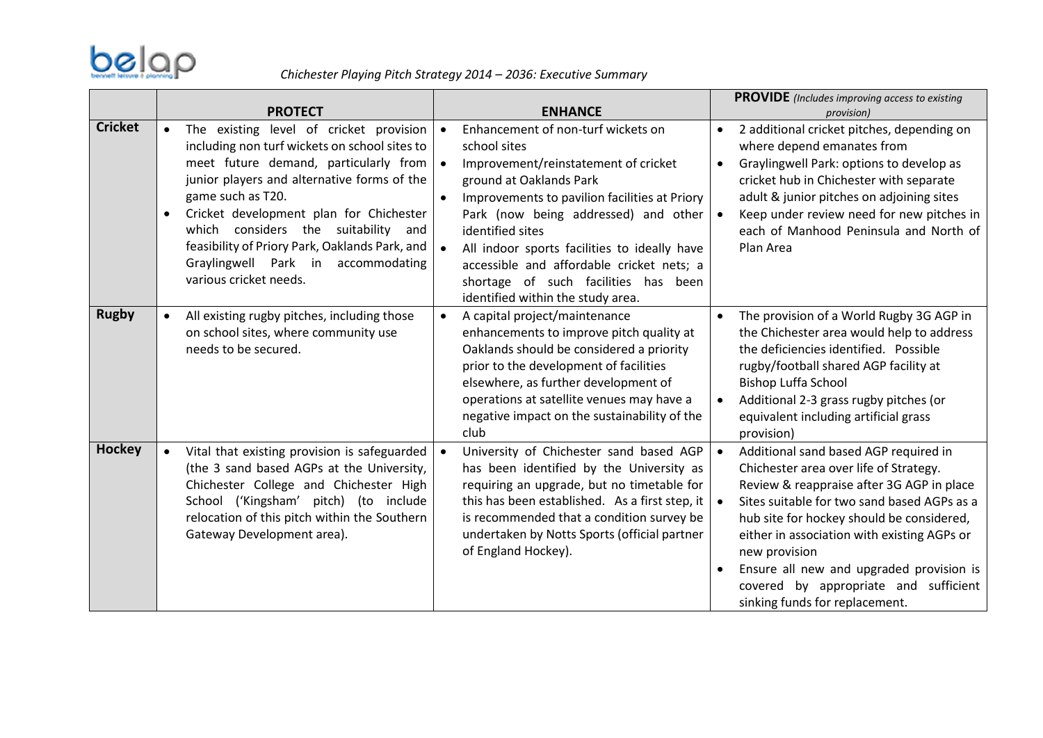| | PROTECT | ENHANCE | PROVIDE *(Includes improving access to existing provision)* |
|---|---|---|---|
| **Cricket** | • The existing level of cricket provision including non turf wickets on school sites to meet future demand, particularly from junior players and alternative forms of the game such as T20.<br>• Cricket development plan for Chichester which considers the suitability and feasibility of Priory Park, Oaklands Park, and Graylingwell Park in accommodating various cricket needs. | • Enhancement of non-turf wickets on school sites<br>• Improvement/reinstatement of cricket ground at Oaklands Park<br>• Improvements to pavilion facilities at Priory Park (now being addressed) and other identified sites<br>• All indoor sports facilities to ideally have accessible and affordable cricket nets; a shortage of such facilities has been identified within the study area. | • 2 additional cricket pitches, depending on where depend emanates from<br>• Graylingwell Park: options to develop as cricket hub in Chichester with separate adult & junior pitches on adjoining sites<br>• Keep under review need for new pitches in each of Manhood Peninsula and North of Plan Area |
| **Rugby** | • All existing rugby pitches, including those on school sites, where community use needs to be secured. | • A capital project/maintenance enhancements to improve pitch quality at Oaklands should be considered a priority prior to the development of facilities elsewhere, as further development of operations at satellite venues may have a negative impact on the sustainability of the club | • The provision of a World Rugby 3G AGP in the Chichester area would help to address the deficiencies identified. Possible rugby/football shared AGP facility at Bishop Luffa School<br>• Additional 2-3 grass rugby pitches (or equivalent including artificial grass provision) |
| **Hockey** | • Vital that existing provision is safeguarded (the 3 sand based AGPs at the University, Chichester College and Chichester High School ('Kingsham' pitch) (to include relocation of this pitch within the Southern Gateway Development area). | • University of Chichester sand based AGP has been identified by the University as requiring an upgrade, but no timetable for this has been established. As a first step, it is recommended that a condition survey be undertaken by Notts Sports (official partner of England Hockey). | • Additional sand based AGP required in Chichester area over life of Strategy. Review & reappraise after 3G AGP in place<br>• Sites suitable for two sand based AGPs as a hub site for hockey should be considered, either in association with existing AGPs or new provision<br>• Ensure all new and upgraded provision is covered by appropriate and sufficient sinking funds for replacement. |